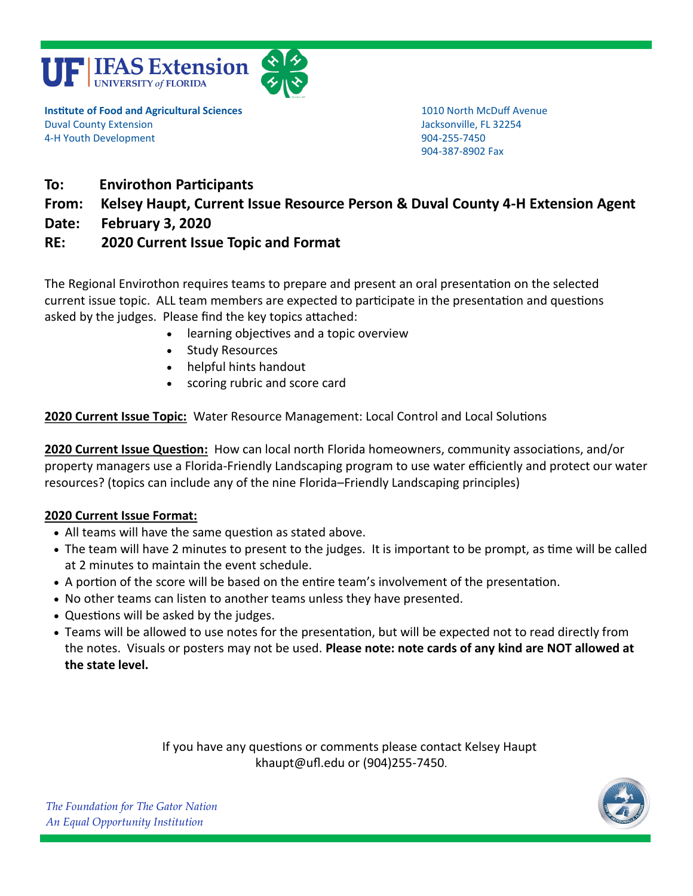UF | IFAS Extension
UNIVERSITY of FLORIDA

**Institute of Food and Agricultural Sciences**
Duval County Extension
4-H Youth Development

1010 North McDuff Avenue
Jacksonville, FL 32254
904-255-7450
904-387-8902 Fax

**To:** **Envirothon Participants**

**From:** **Kelsey Haupt, Current Issue Resource Person & Duval County 4-H Extension Agent**

**Date:** **February 3, 2020**

**RE:** **2020 Current Issue Topic and Format**

The Regional Envirothon requires teams to prepare and present an oral presentation on the selected current issue topic. ALL team members are expected to participate in the presentation and questions asked by the judges. Please find the key topics attached:

- learning objectives and a topic overview
- Study Resources
- helpful hints handout
- scoring rubric and score card

**2020 Current Issue Topic:** Water Resource Management: Local Control and Local Solutions

**2020 Current Issue Question:** How can local north Florida homeowners, community associations, and/or property managers use a Florida-Friendly Landscaping program to use water efficiently and protect our water resources? (topics can include any of the nine Florida–Friendly Landscaping principles)

**2020 Current Issue Format:**

- All teams will have the same question as stated above.
- The team will have 2 minutes to present to the judges. It is important to be prompt, as time will be called at 2 minutes to maintain the event schedule.
- A portion of the score will be based on the entire team's involvement of the presentation.
- No other teams can listen to another teams unless they have presented.
- Questions will be asked by the judges.
- Teams will be allowed to use notes for the presentation, but will be expected not to read directly from the notes. Visuals or posters may not be used. **Please note: note cards of any kind are NOT allowed at the state level.**

If you have any questions or comments please contact Kelsey Haupt
khaupt@ufl.edu or (904)255-7450.

*The Foundation for The Gator Nation*
*An Equal Opportunity Institution*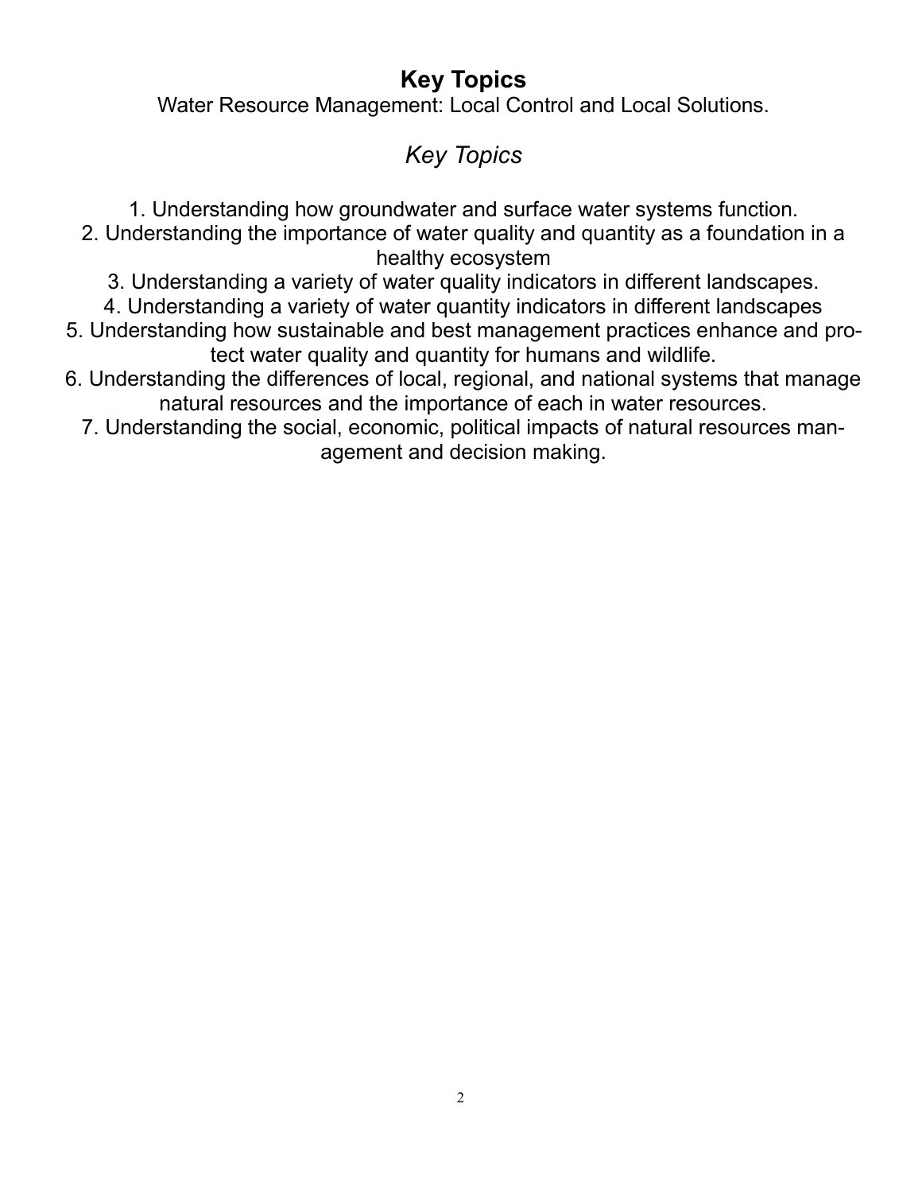## Key Topics

Water Resource Management: Local Control and Local Solutions.

### *Key Topics*

1. Understanding how groundwater and surface water systems function.
2. Understanding the importance of water quality and quantity as a foundation in a healthy ecosystem
3. Understanding a variety of water quality indicators in different landscapes.
4. Understanding a variety of water quantity indicators in different landscapes
5. Understanding how sustainable and best management practices enhance and protect water quality and quantity for humans and wildlife.
6. Understanding the differences of local, regional, and national systems that manage natural resources and the importance of each in water resources.
7. Understanding the social, economic, political impacts of natural resources management and decision making.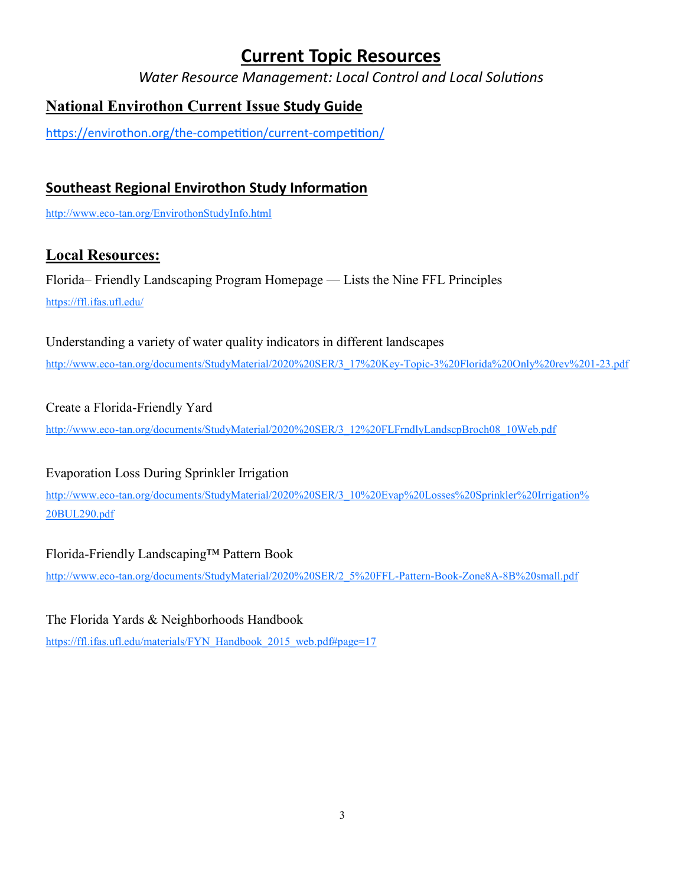# Current Topic Resources

*Water Resource Management: Local Control and Local Solutions*

## National Envirothon Current Issue Study Guide

https://envirothon.org/the-competition/current-competition/

## Southeast Regional Envirothon Study Information

http://www.eco-tan.org/EnvirothonStudyInfo.html

## Local Resources:

Florida– Friendly Landscaping Program Homepage — Lists the Nine FFL Principles

https://ffl.ifas.ufl.edu/

Understanding a variety of water quality indicators in different landscapes

http://www.eco-tan.org/documents/StudyMaterial/2020%20SER/3_17%20Key-Topic-3%20Florida%20Only%20rev%201-23.pdf

Create a Florida-Friendly Yard

http://www.eco-tan.org/documents/StudyMaterial/2020%20SER/3_12%20FLFrndlyLandscpBroch08_10Web.pdf

Evaporation Loss During Sprinkler Irrigation

http://www.eco-tan.org/documents/StudyMaterial/2020%20SER/3_10%20Evap%20Losses%20Sprinkler%20Irrigation%20BUL290.pdf

Florida-Friendly Landscaping™ Pattern Book

http://www.eco-tan.org/documents/StudyMaterial/2020%20SER/2_5%20FFL-Pattern-Book-Zone8A-8B%20small.pdf

The Florida Yards & Neighborhoods Handbook

https://ffl.ifas.ufl.edu/materials/FYN_Handbook_2015_web.pdf#page=17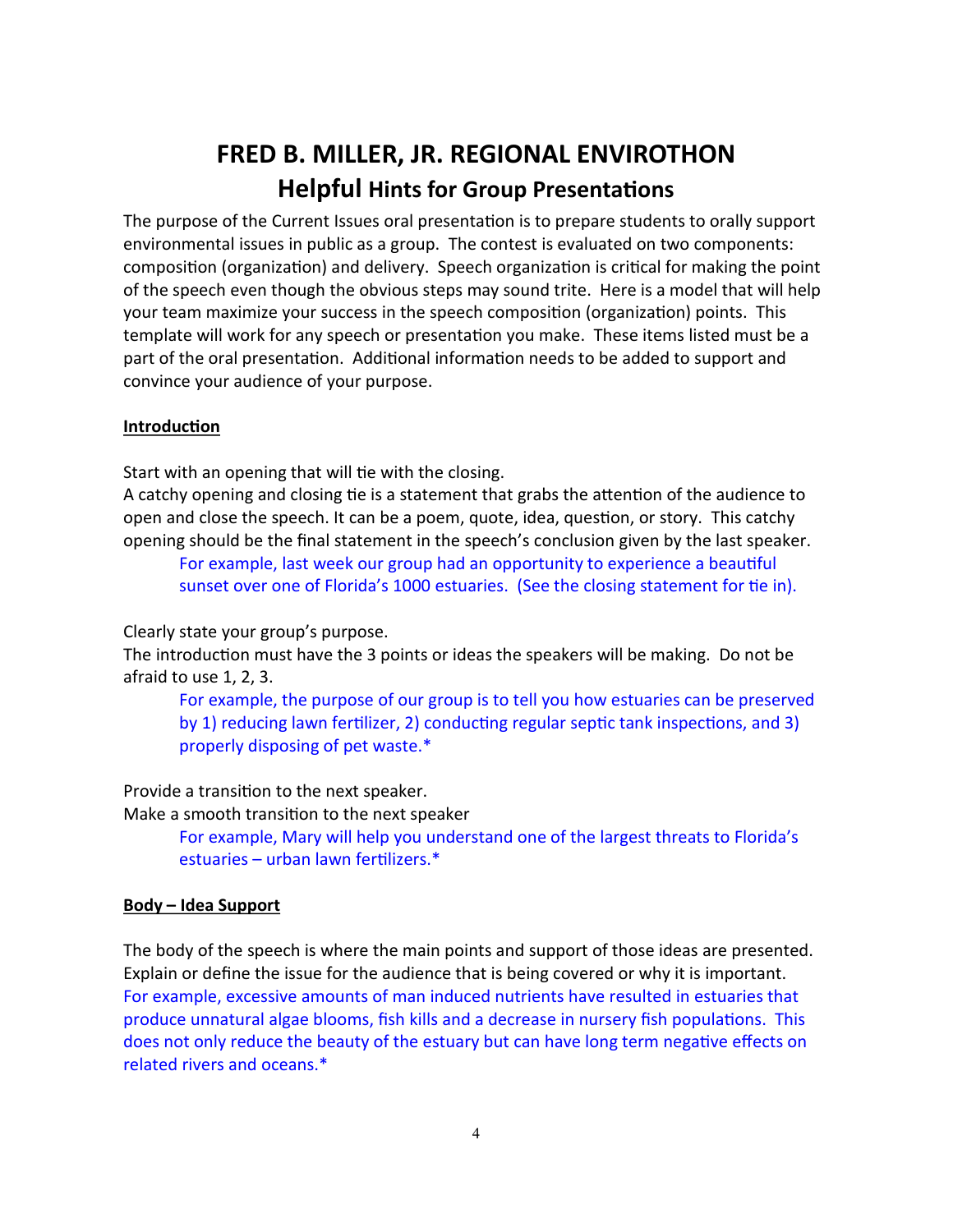# FRED B. MILLER, JR. REGIONAL ENVIROTHON

## Helpful Hints for Group Presentations

The purpose of the Current Issues oral presentation is to prepare students to orally support environmental issues in public as a group. The contest is evaluated on two components: composition (organization) and delivery. Speech organization is critical for making the point of the speech even though the obvious steps may sound trite. Here is a model that will help your team maximize your success in the speech composition (organization) points. This template will work for any speech or presentation you make. These items listed must be a part of the oral presentation. Additional information needs to be added to support and convince your audience of your purpose.

**Introduction**

Start with an opening that will tie with the closing.
A catchy opening and closing tie is a statement that grabs the attention of the audience to open and close the speech. It can be a poem, quote, idea, question, or story. This catchy opening should be the final statement in the speech's conclusion given by the last speaker.

> For example, last week our group had an opportunity to experience a beautiful sunset over one of Florida's 1000 estuaries. (See the closing statement for tie in).

Clearly state your group's purpose.
The introduction must have the 3 points or ideas the speakers will be making. Do not be afraid to use 1, 2, 3.

> For example, the purpose of our group is to tell you how estuaries can be preserved by 1) reducing lawn fertilizer, 2) conducting regular septic tank inspections, and 3) properly disposing of pet waste.*

Provide a transition to the next speaker.
Make a smooth transition to the next speaker

> For example, Mary will help you understand one of the largest threats to Florida's estuaries – urban lawn fertilizers.*

**Body – Idea Support**

The body of the speech is where the main points and support of those ideas are presented. Explain or define the issue for the audience that is being covered or why it is important.
For example, excessive amounts of man induced nutrients have resulted in estuaries that produce unnatural algae blooms, fish kills and a decrease in nursery fish populations. This does not only reduce the beauty of the estuary but can have long term negative effects on related rivers and oceans.*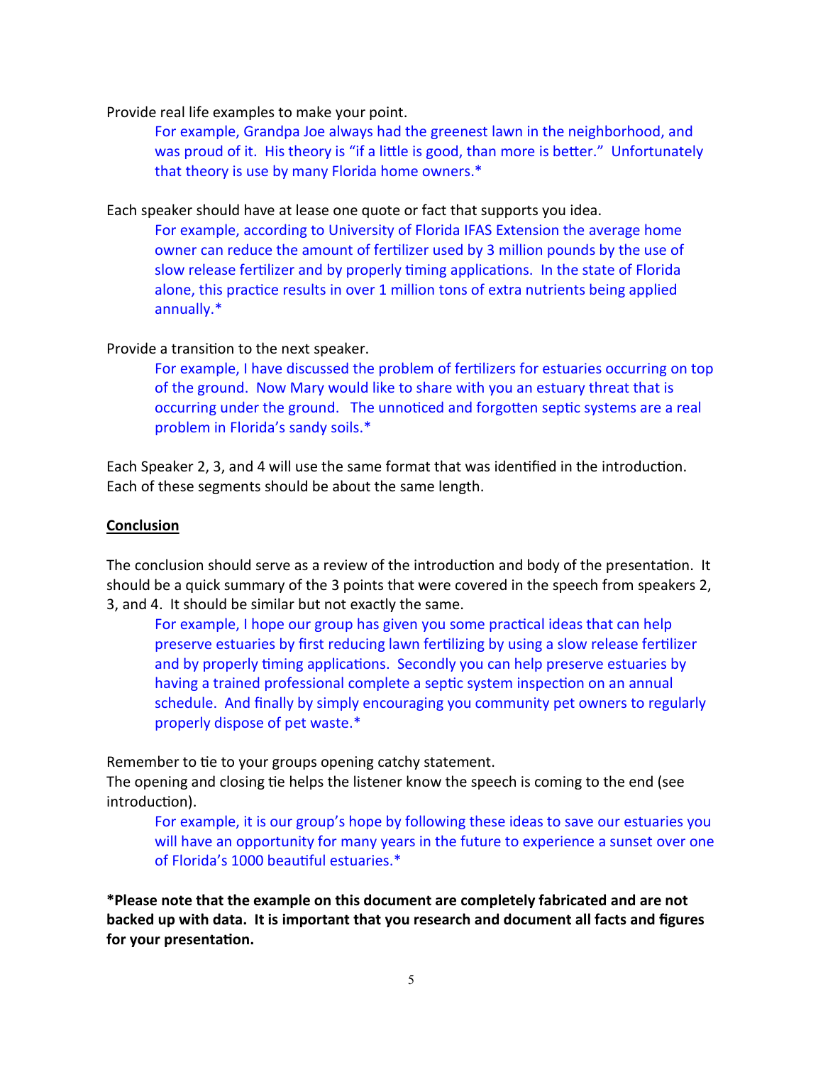Provide real life examples to make your point.

> For example, Grandpa Joe always had the greenest lawn in the neighborhood, and was proud of it. His theory is "if a little is good, than more is better." Unfortunately that theory is use by many Florida home owners.*

Each speaker should have at lease one quote or fact that supports you idea.

> For example, according to University of Florida IFAS Extension the average home owner can reduce the amount of fertilizer used by 3 million pounds by the use of slow release fertilizer and by properly timing applications. In the state of Florida alone, this practice results in over 1 million tons of extra nutrients being applied annually.*

Provide a transition to the next speaker.

> For example, I have discussed the problem of fertilizers for estuaries occurring on top of the ground. Now Mary would like to share with you an estuary threat that is occurring under the ground. The unnoticed and forgotten septic systems are a real problem in Florida's sandy soils.*

Each Speaker 2, 3, and 4 will use the same format that was identified in the introduction. Each of these segments should be about the same length.

**Conclusion**

The conclusion should serve as a review of the introduction and body of the presentation. It should be a quick summary of the 3 points that were covered in the speech from speakers 2, 3, and 4. It should be similar but not exactly the same.

> For example, I hope our group has given you some practical ideas that can help preserve estuaries by first reducing lawn fertilizing by using a slow release fertilizer and by properly timing applications. Secondly you can help preserve estuaries by having a trained professional complete a septic system inspection on an annual schedule. And finally by simply encouraging you community pet owners to regularly properly dispose of pet waste.*

Remember to tie to your groups opening catchy statement.
The opening and closing tie helps the listener know the speech is coming to the end (see introduction).

> For example, it is our group's hope by following these ideas to save our estuaries you will have an opportunity for many years in the future to experience a sunset over one of Florida's 1000 beautiful estuaries.*

**\*Please note that the example on this document are completely fabricated and are not backed up with data. It is important that you research and document all facts and figures for your presentation.**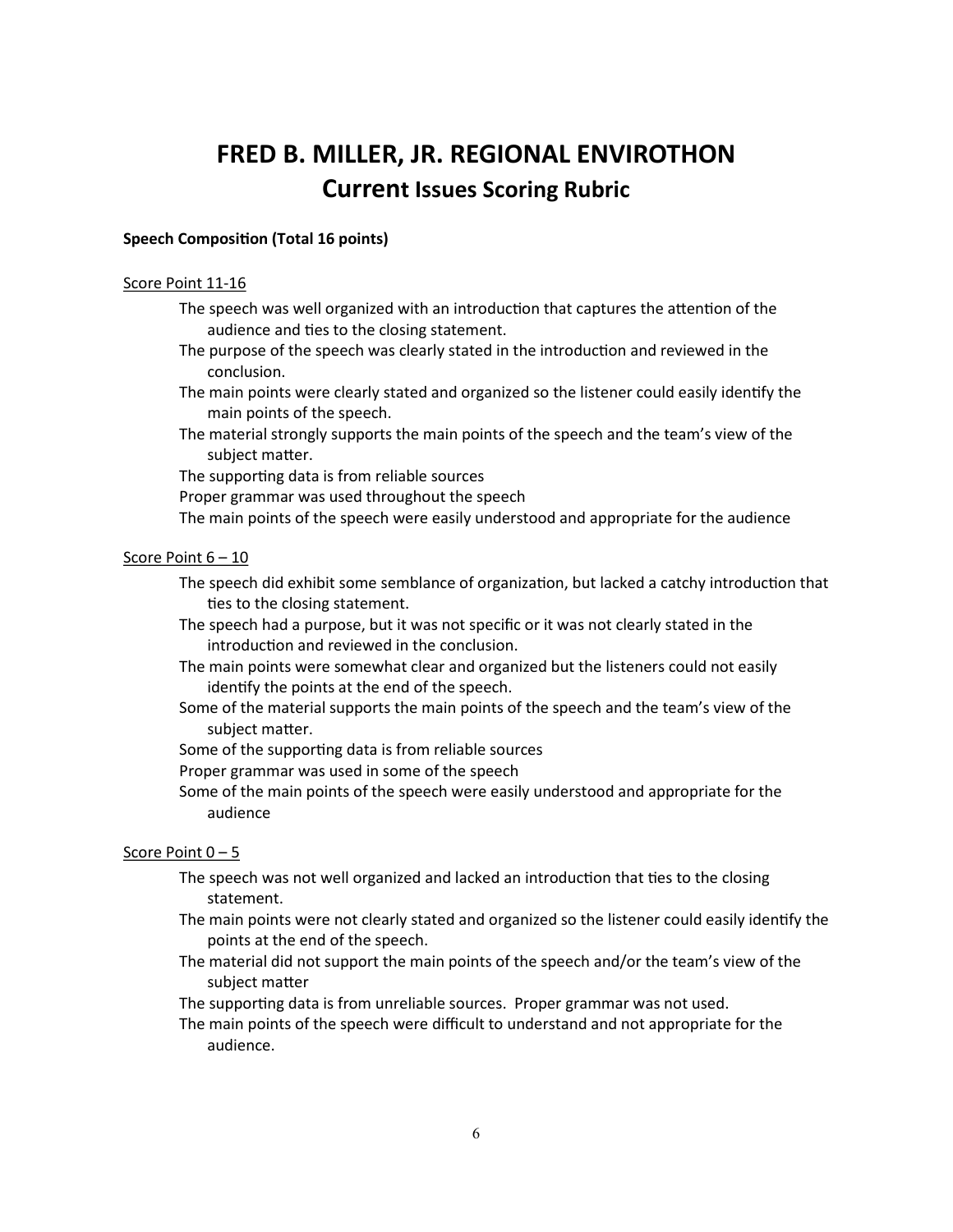# FRED B. MILLER, JR. REGIONAL ENVIROTHON

## Current Issues Scoring Rubric

**Speech Composition (Total 16 points)**

Score Point 11-16

- The speech was well organized with an introduction that captures the attention of the audience and ties to the closing statement.
- The purpose of the speech was clearly stated in the introduction and reviewed in the conclusion.
- The main points were clearly stated and organized so the listener could easily identify the main points of the speech.
- The material strongly supports the main points of the speech and the team's view of the subject matter.
- The supporting data is from reliable sources
- Proper grammar was used throughout the speech
- The main points of the speech were easily understood and appropriate for the audience

Score Point 6 – 10

- The speech did exhibit some semblance of organization, but lacked a catchy introduction that ties to the closing statement.
- The speech had a purpose, but it was not specific or it was not clearly stated in the introduction and reviewed in the conclusion.
- The main points were somewhat clear and organized but the listeners could not easily identify the points at the end of the speech.
- Some of the material supports the main points of the speech and the team's view of the subject matter.
- Some of the supporting data is from reliable sources
- Proper grammar was used in some of the speech
- Some of the main points of the speech were easily understood and appropriate for the audience

Score Point 0 – 5

- The speech was not well organized and lacked an introduction that ties to the closing statement.
- The main points were not clearly stated and organized so the listener could easily identify the points at the end of the speech.
- The material did not support the main points of the speech and/or the team's view of the subject matter
- The supporting data is from unreliable sources. Proper grammar was not used.
- The main points of the speech were difficult to understand and not appropriate for the audience.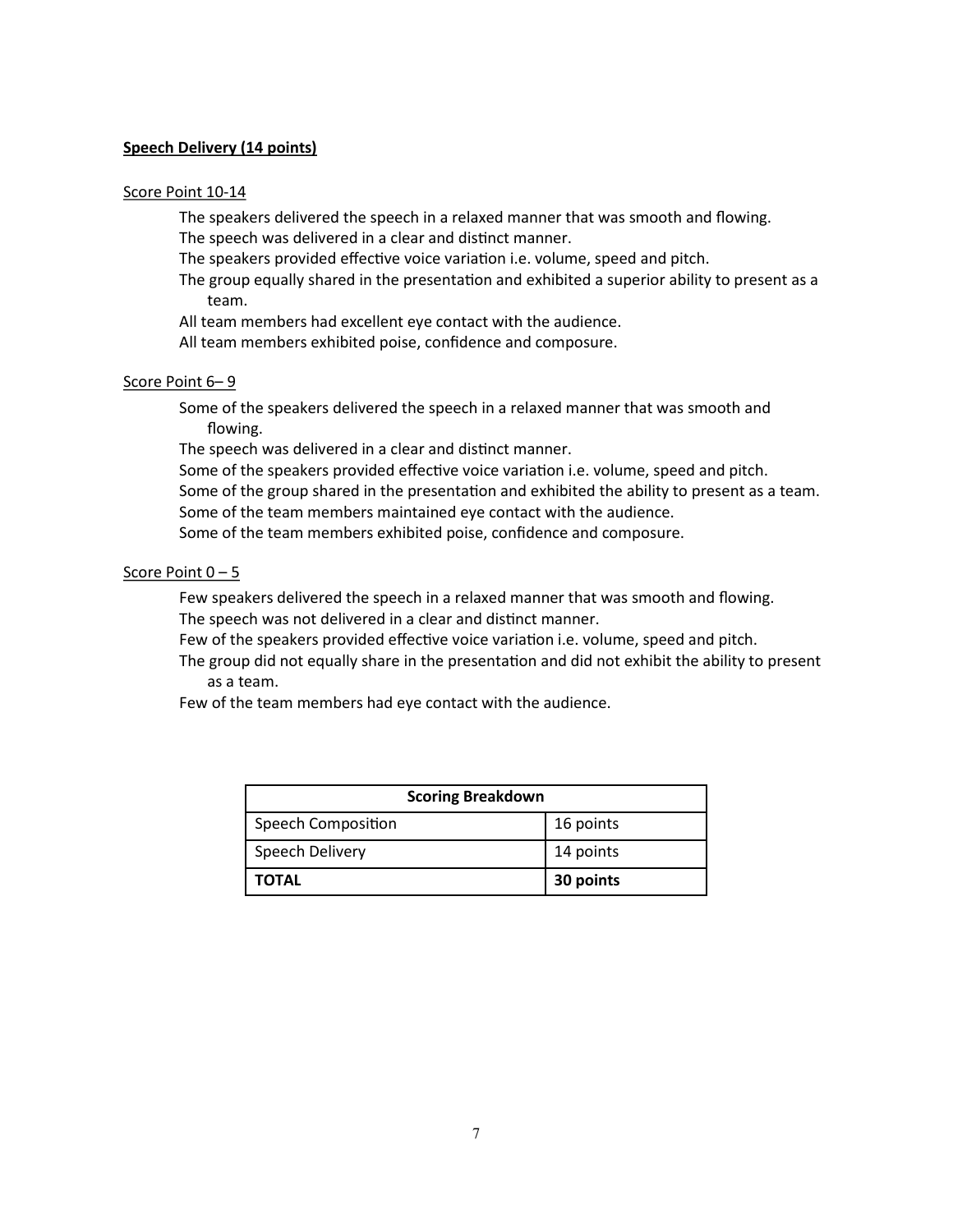**Speech Delivery (14 points)**

Score Point 10-14

The speakers delivered the speech in a relaxed manner that was smooth and flowing.
The speech was delivered in a clear and distinct manner.
The speakers provided effective voice variation i.e. volume, speed and pitch.
The group equally shared in the presentation and exhibited a superior ability to present as a team.
All team members had excellent eye contact with the audience.
All team members exhibited poise, confidence and composure.

Score Point 6– 9

Some of the speakers delivered the speech in a relaxed manner that was smooth and flowing.
The speech was delivered in a clear and distinct manner.
Some of the speakers provided effective voice variation i.e. volume, speed and pitch.
Some of the group shared in the presentation and exhibited the ability to present as a team.
Some of the team members maintained eye contact with the audience.
Some of the team members exhibited poise, confidence and composure.

Score Point 0 – 5

Few speakers delivered the speech in a relaxed manner that was smooth and flowing.
The speech was not delivered in a clear and distinct manner.
Few of the speakers provided effective voice variation i.e. volume, speed and pitch.
The group did not equally share in the presentation and did not exhibit the ability to present as a team.
Few of the team members had eye contact with the audience.

| Scoring Breakdown | |
|---|---|
| Speech Composition | 16 points |
| Speech Delivery | 14 points |
| **TOTAL** | **30 points** |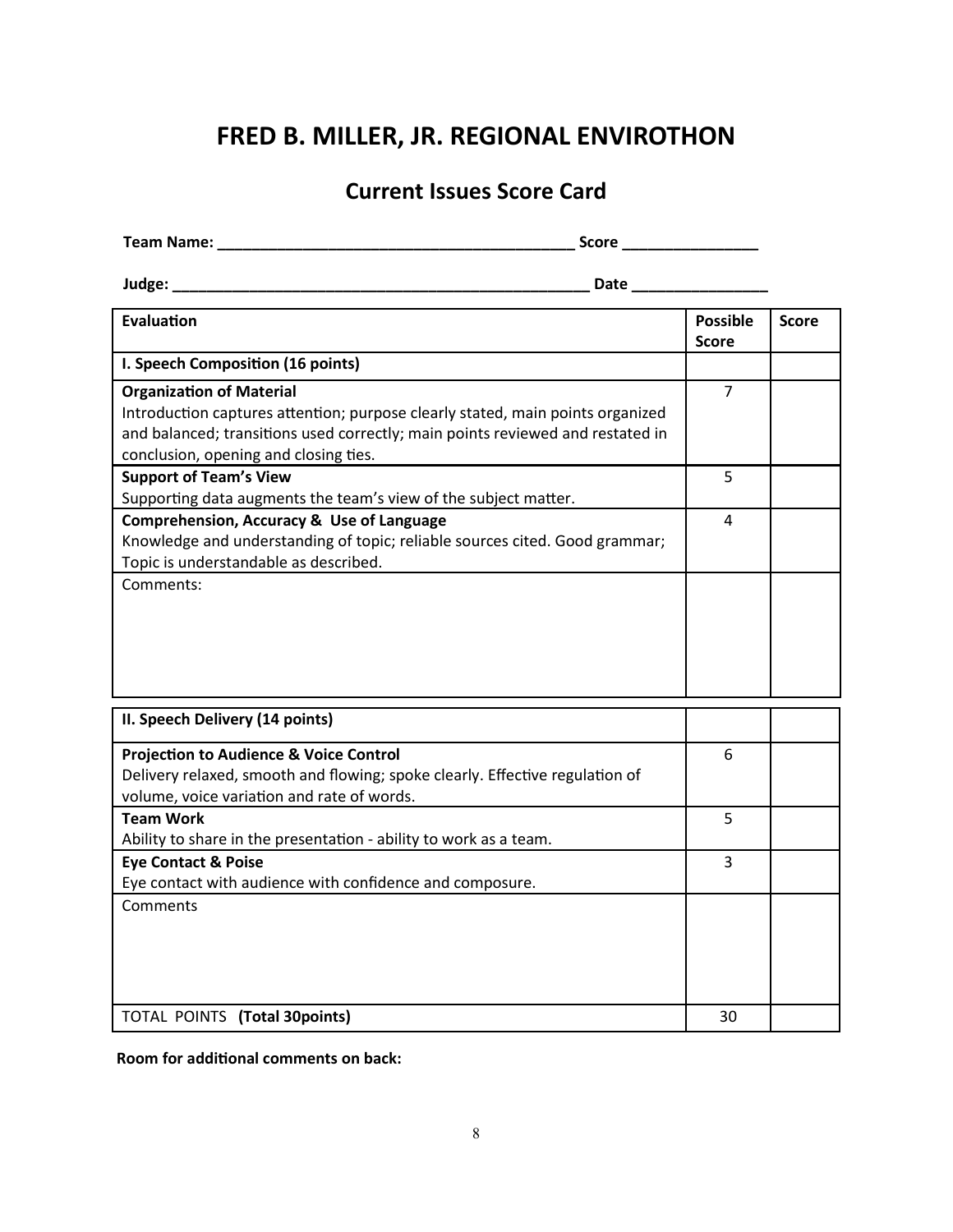# FRED B. MILLER, JR. REGIONAL ENVIROTHON

## Current Issues Score Card

**Team Name:** ________________________________________ **Score** _______________

**Judge:** _______________________________________________ **Date** _______________

| Evaluation | Possible Score | Score |
|---|---|---|
| **I. Speech Composition (16 points)** | | |
| **Organization of Material**<br>Introduction captures attention; purpose clearly stated, main points organized and balanced; transitions used correctly; main points reviewed and restated in conclusion, opening and closing ties. | 7 | |
| **Support of Team's View**<br>Supporting data augments the team's view of the subject matter. | 5 | |
| **Comprehension, Accuracy & Use of Language**<br>Knowledge and understanding of topic; reliable sources cited. Good grammar; Topic is understandable as described. | 4 | |
| Comments: | | |

| | | |
|---|---|---|
| **II. Speech Delivery (14 points)** | | |
| **Projection to Audience & Voice Control**<br>Delivery relaxed, smooth and flowing; spoke clearly. Effective regulation of volume, voice variation and rate of words. | 6 | |
| **Team Work**<br>Ability to share in the presentation - ability to work as a team. | 5 | |
| **Eye Contact & Poise**<br>Eye contact with audience with confidence and composure. | 3 | |
| Comments | | |
| TOTAL POINTS **(Total 30points)** | 30 | |

**Room for additional comments on back:**